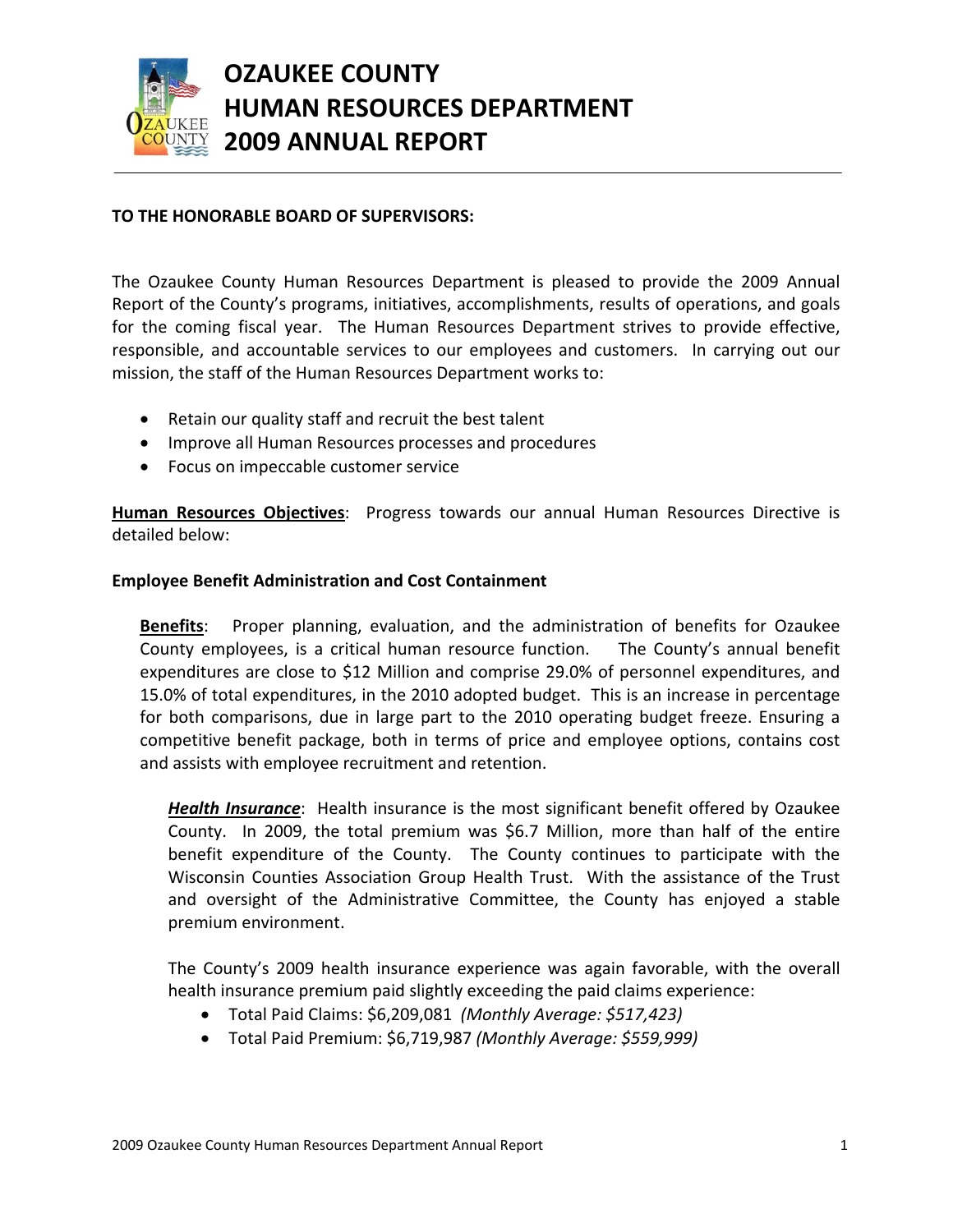# OZAUKEE COUNTY
# HUMAN RESOURCES DEPARTMENT
# 2009 ANNUAL REPORT

**TO THE HONORABLE BOARD OF SUPERVISORS:**

The Ozaukee County Human Resources Department is pleased to provide the 2009 Annual Report of the County's programs, initiatives, accomplishments, results of operations, and goals for the coming fiscal year. The Human Resources Department strives to provide effective, responsible, and accountable services to our employees and customers. In carrying out our mission, the staff of the Human Resources Department works to:

- Retain our quality staff and recruit the best talent
- Improve all Human Resources processes and procedures
- Focus on impeccable customer service

**Human Resources Objectives**: Progress towards our annual Human Resources Directive is detailed below:

**Employee Benefit Administration and Cost Containment**

**Benefits**: Proper planning, evaluation, and the administration of benefits for Ozaukee County employees, is a critical human resource function. The County's annual benefit expenditures are close to $12 Million and comprise 29.0% of personnel expenditures, and 15.0% of total expenditures, in the 2010 adopted budget. This is an increase in percentage for both comparisons, due in large part to the 2010 operating budget freeze. Ensuring a competitive benefit package, both in terms of price and employee options, contains cost and assists with employee recruitment and retention.

***Health Insurance***: Health insurance is the most significant benefit offered by Ozaukee County. In 2009, the total premium was $6.7 Million, more than half of the entire benefit expenditure of the County. The County continues to participate with the Wisconsin Counties Association Group Health Trust. With the assistance of the Trust and oversight of the Administrative Committee, the County has enjoyed a stable premium environment.

The County's 2009 health insurance experience was again favorable, with the overall health insurance premium paid slightly exceeding the paid claims experience:

- Total Paid Claims: $6,209,081 *(Monthly Average: $517,423)*
- Total Paid Premium: $6,719,987 *(Monthly Average: $559,999)*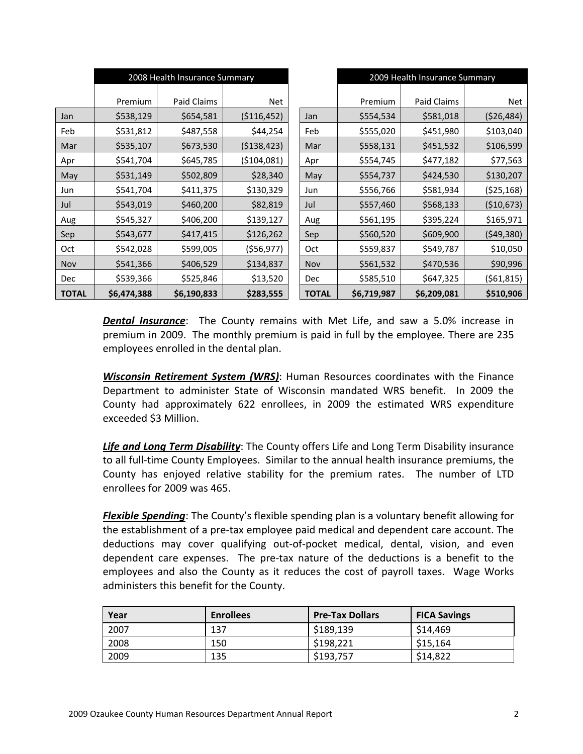| | 2008 Health Insurance Summary | | |
|---|---|---|---|
| | Premium | Paid Claims | Net |
| Jan | $538,129 | $654,581 | ($116,452) |
| Feb | $531,812 | $487,558 | $44,254 |
| Mar | $535,107 | $673,530 | ($138,423) |
| Apr | $541,704 | $645,785 | ($104,081) |
| May | $531,149 | $502,809 | $28,340 |
| Jun | $541,704 | $411,375 | $130,329 |
| Jul | $543,019 | $460,200 | $82,819 |
| Aug | $545,327 | $406,200 | $139,127 |
| Sep | $543,677 | $417,415 | $126,262 |
| Oct | $542,028 | $599,005 | ($56,977) |
| Nov | $541,366 | $406,529 | $134,837 |
| Dec | $539,366 | $525,846 | $13,520 |
| **TOTAL** | **$6,474,388** | **$6,190,833** | **$283,555** |

| | 2009 Health Insurance Summary | | |
|---|---|---|---|
| | Premium | Paid Claims | Net |
| Jan | $554,534 | $581,018 | ($26,484) |
| Feb | $555,020 | $451,980 | $103,040 |
| Mar | $558,131 | $451,532 | $106,599 |
| Apr | $554,745 | $477,182 | $77,563 |
| May | $554,737 | $424,530 | $130,207 |
| Jun | $556,766 | $581,934 | ($25,168) |
| Jul | $557,460 | $568,133 | ($10,673) |
| Aug | $561,195 | $395,224 | $165,971 |
| Sep | $560,520 | $609,900 | ($49,380) |
| Oct | $559,837 | $549,787 | $10,050 |
| Nov | $561,532 | $470,536 | $90,996 |
| Dec | $585,510 | $647,325 | ($61,815) |
| **TOTAL** | **$6,719,987** | **$6,209,081** | **$510,906** |

***Dental Insurance***: The County remains with Met Life, and saw a 5.0% increase in premium in 2009. The monthly premium is paid in full by the employee. There are 235 employees enrolled in the dental plan.

***Wisconsin Retirement System (WRS)***: Human Resources coordinates with the Finance Department to administer State of Wisconsin mandated WRS benefit. In 2009 the County had approximately 622 enrollees, in 2009 the estimated WRS expenditure exceeded $3 Million.

***Life and Long Term Disability***: The County offers Life and Long Term Disability insurance to all full-time County Employees. Similar to the annual health insurance premiums, the County has enjoyed relative stability for the premium rates. The number of LTD enrollees for 2009 was 465.

***Flexible Spending***: The County's flexible spending plan is a voluntary benefit allowing for the establishment of a pre-tax employee paid medical and dependent care account. The deductions may cover qualifying out-of-pocket medical, dental, vision, and even dependent care expenses. The pre-tax nature of the deductions is a benefit to the employees and also the County as it reduces the cost of payroll taxes. Wage Works administers this benefit for the County.

| Year | Enrollees | Pre-Tax Dollars | FICA Savings |
|---|---|---|---|
| 2007 | 137 | $189,139 | $14,469 |
| 2008 | 150 | $198,221 | $15,164 |
| 2009 | 135 | $193,757 | $14,822 |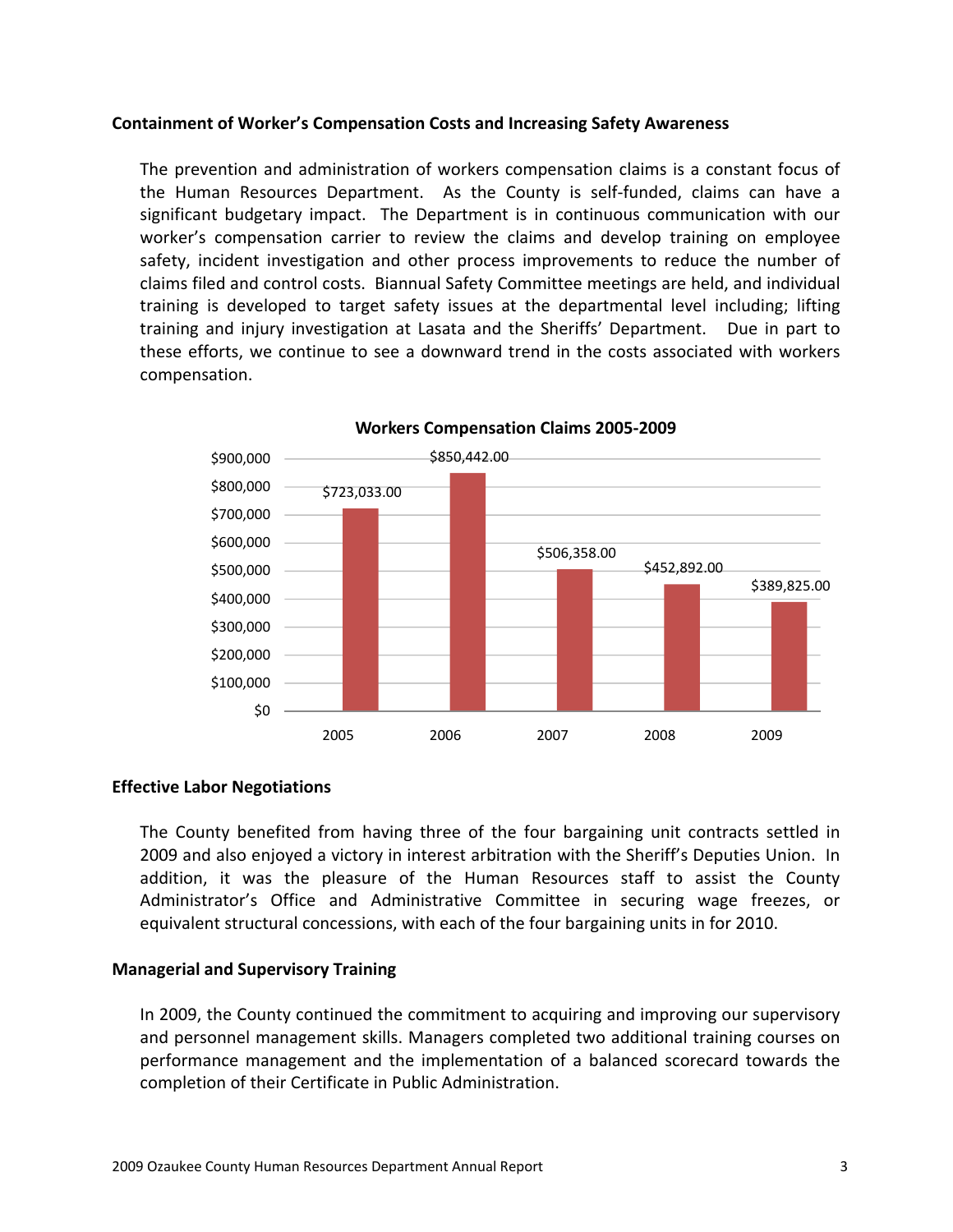**Containment of Worker's Compensation Costs and Increasing Safety Awareness**

The prevention and administration of workers compensation claims is a constant focus of the Human Resources Department. As the County is self-funded, claims can have a significant budgetary impact. The Department is in continuous communication with our worker's compensation carrier to review the claims and develop training on employee safety, incident investigation and other process improvements to reduce the number of claims filed and control costs. Biannual Safety Committee meetings are held, and individual training is developed to target safety issues at the departmental level including; lifting training and injury investigation at Lasata and the Sheriffs' Department. Due in part to these efforts, we continue to see a downward trend in the costs associated with workers compensation.

**Workers Compensation Claims 2005-2009**

| Year | Claims |
|---|---|
| 2005 | $723,033.00 |
| 2006 | $850,442.00 |
| 2007 | $506,358.00 |
| 2008 | $452,892.00 |
| 2009 | $389,825.00 |

**Effective Labor Negotiations**

The County benefited from having three of the four bargaining unit contracts settled in 2009 and also enjoyed a victory in interest arbitration with the Sheriff's Deputies Union. In addition, it was the pleasure of the Human Resources staff to assist the County Administrator's Office and Administrative Committee in securing wage freezes, or equivalent structural concessions, with each of the four bargaining units in for 2010.

**Managerial and Supervisory Training**

In 2009, the County continued the commitment to acquiring and improving our supervisory and personnel management skills. Managers completed two additional training courses on performance management and the implementation of a balanced scorecard towards the completion of their Certificate in Public Administration.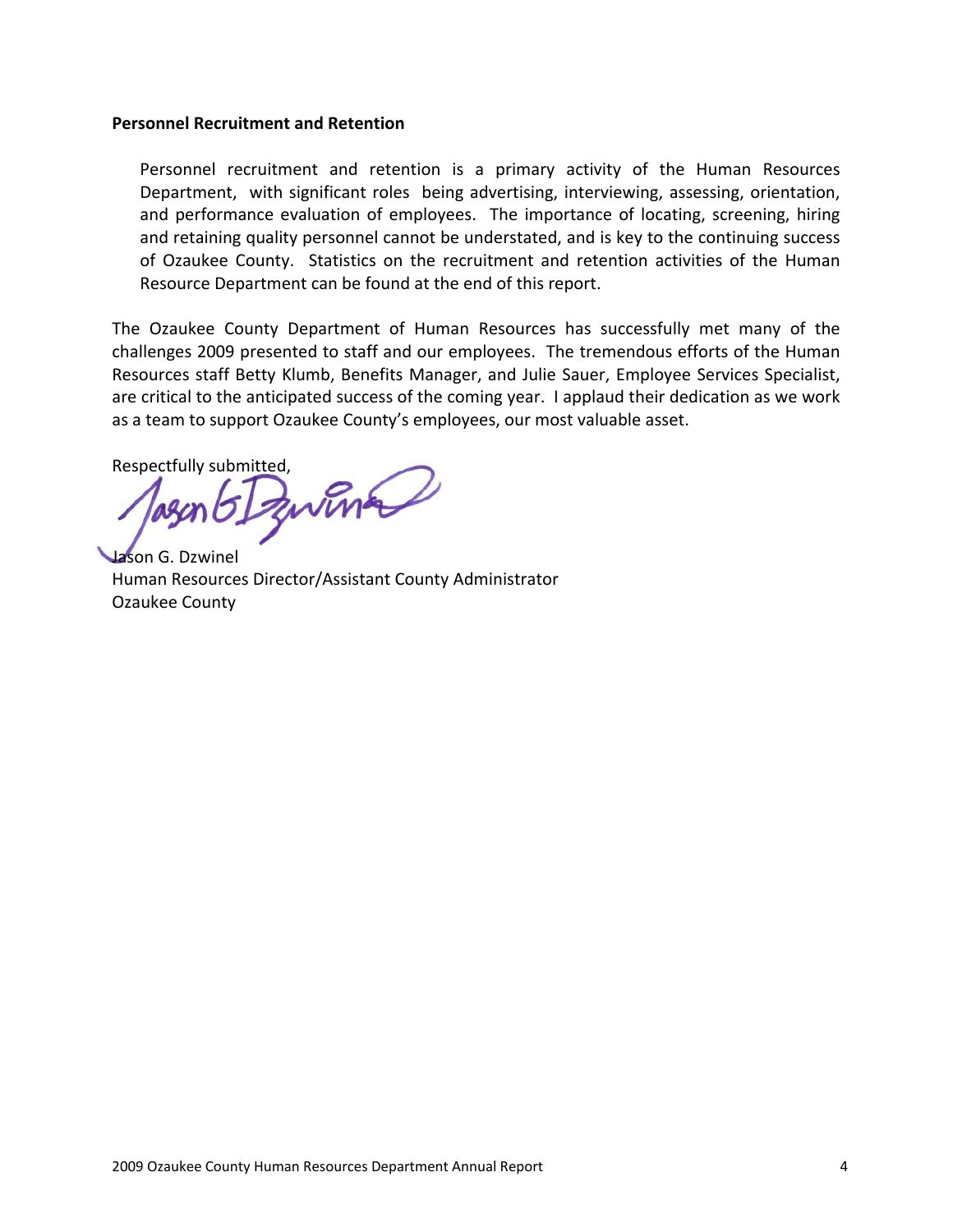**Personnel Recruitment and Retention**

Personnel recruitment and retention is a primary activity of the Human Resources Department, with significant roles being advertising, interviewing, assessing, orientation, and performance evaluation of employees. The importance of locating, screening, hiring and retaining quality personnel cannot be understated, and is key to the continuing success of Ozaukee County. Statistics on the recruitment and retention activities of the Human Resource Department can be found at the end of this report.

The Ozaukee County Department of Human Resources has successfully met many of the challenges 2009 presented to staff and our employees. The tremendous efforts of the Human Resources staff Betty Klumb, Benefits Manager, and Julie Sauer, Employee Services Specialist, are critical to the anticipated success of the coming year. I applaud their dedication as we work as a team to support Ozaukee County's employees, our most valuable asset.

Respectfully submitted,

Jason G. Dzwinel
Human Resources Director/Assistant County Administrator
Ozaukee County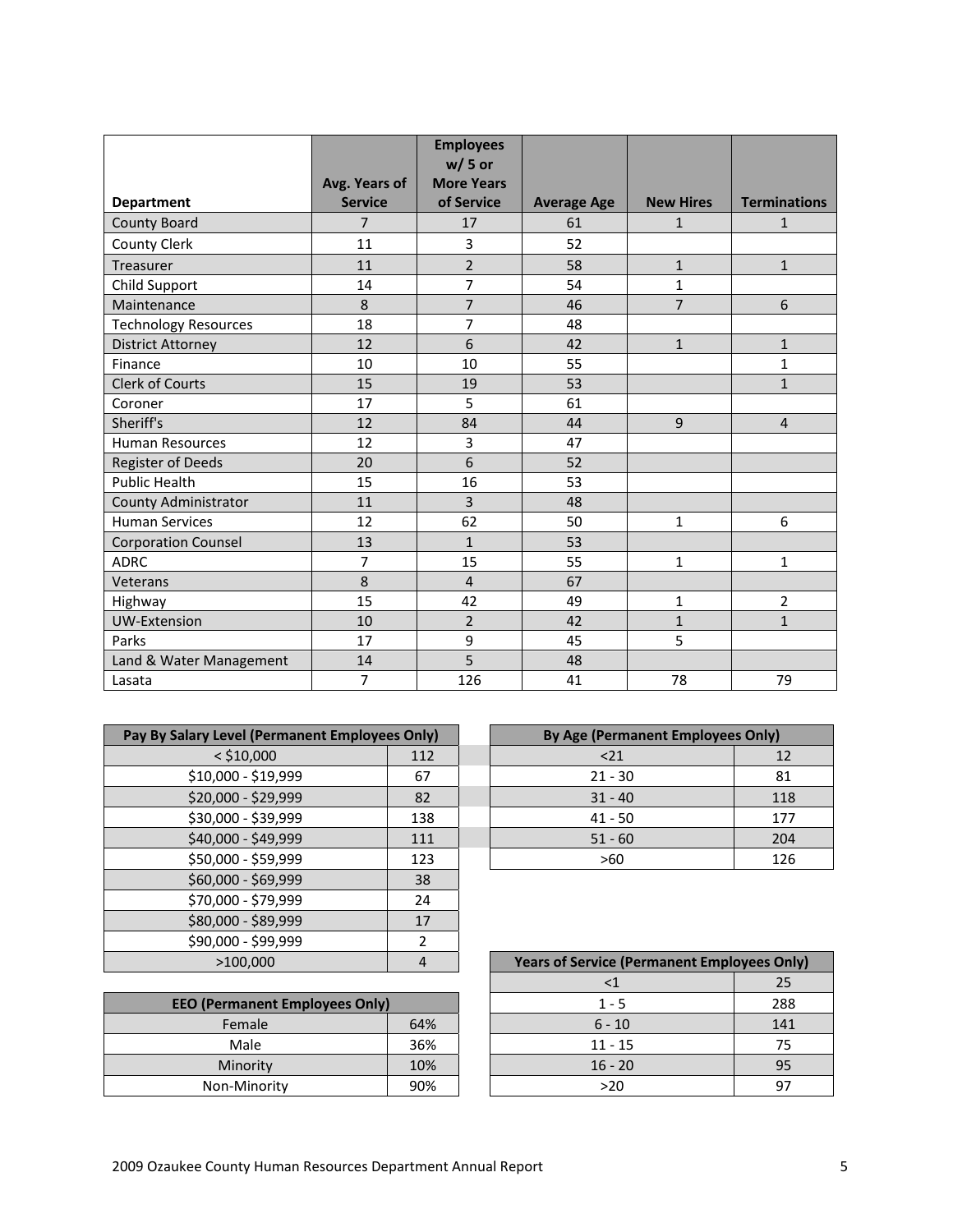| Department | Avg. Years of Service | Employees w/ 5 or More Years of Service | Average Age | New Hires | Terminations |
|---|---|---|---|---|---|
| County Board | 7 | 17 | 61 | 1 | 1 |
| County Clerk | 11 | 3 | 52 | | |
| Treasurer | 11 | 2 | 58 | 1 | 1 |
| Child Support | 14 | 7 | 54 | 1 | |
| Maintenance | 8 | 7 | 46 | 7 | 6 |
| Technology Resources | 18 | 7 | 48 | | |
| District Attorney | 12 | 6 | 42 | 1 | 1 |
| Finance | 10 | 10 | 55 | | 1 |
| Clerk of Courts | 15 | 19 | 53 | | 1 |
| Coroner | 17 | 5 | 61 | | |
| Sheriff's | 12 | 84 | 44 | 9 | 4 |
| Human Resources | 12 | 3 | 47 | | |
| Register of Deeds | 20 | 6 | 52 | | |
| Public Health | 15 | 16 | 53 | | |
| County Administrator | 11 | 3 | 48 | | |
| Human Services | 12 | 62 | 50 | 1 | 6 |
| Corporation Counsel | 13 | 1 | 53 | | |
| ADRC | 7 | 15 | 55 | 1 | 1 |
| Veterans | 8 | 4 | 67 | | |
| Highway | 15 | 42 | 49 | 1 | 2 |
| UW-Extension | 10 | 2 | 42 | 1 | 1 |
| Parks | 17 | 9 | 45 | 5 | |
| Land & Water Management | 14 | 5 | 48 | | |
| Lasata | 7 | 126 | 41 | 78 | 79 |

| Pay By Salary Level (Permanent Employees Only) | |
|---|---|
| < $10,000 | 112 |
| $10,000 - $19,999 | 67 |
| $20,000 - $29,999 | 82 |
| $30,000 - $39,999 | 138 |
| $40,000 - $49,999 | 111 |
| $50,000 - $59,999 | 123 |
| $60,000 - $69,999 | 38 |
| $70,000 - $79,999 | 24 |
| $80,000 - $89,999 | 17 |
| $90,000 - $99,999 | 2 |
| >100,000 | 4 |

| By Age (Permanent Employees Only) | |
|---|---|
| <21 | 12 |
| 21 - 30 | 81 |
| 31 - 40 | 118 |
| 41 - 50 | 177 |
| 51 - 60 | 204 |
| >60 | 126 |

| EEO (Permanent Employees Only) | |
|---|---|
| Female | 64% |
| Male | 36% |
| Minority | 10% |
| Non-Minority | 90% |

| Years of Service (Permanent Employees Only) | |
|---|---|
| <1 | 25 |
| 1 - 5 | 288 |
| 6 - 10 | 141 |
| 11 - 15 | 75 |
| 16 - 20 | 95 |
| >20 | 97 |